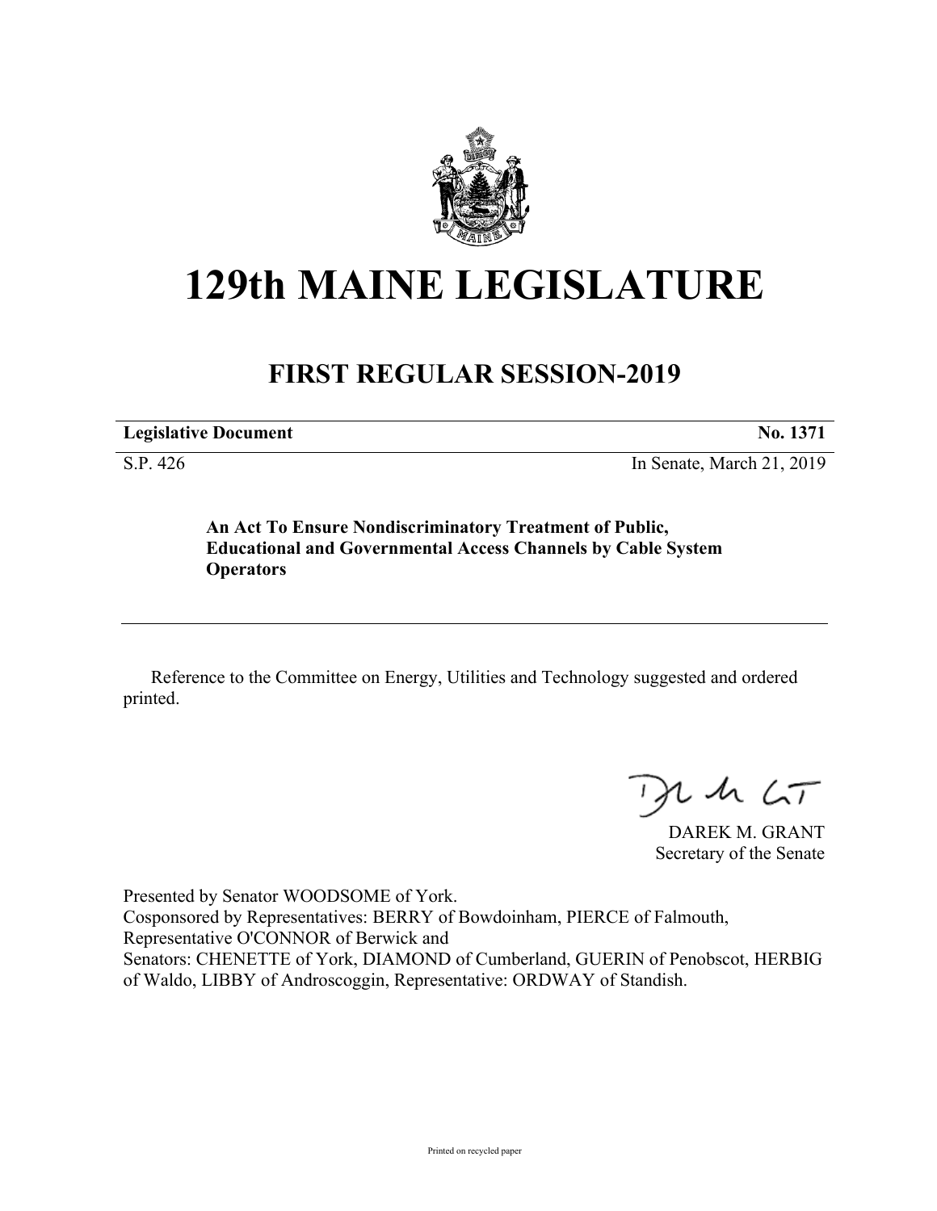# 129th MAINE LEGISLATURE

## FIRST REGULAR SESSION-2019

**Legislative Document** **No. 1371**

S.P. 426 In Senate, March 21, 2019

**An Act To Ensure Nondiscriminatory Treatment of Public, Educational and Governmental Access Channels by Cable System Operators**

Reference to the Committee on Energy, Utilities and Technology suggested and ordered printed.

DAREK M. GRANT
Secretary of the Senate

Presented by Senator WOODSOME of York.
Cosponsored by Representatives: BERRY of Bowdoinham, PIERCE of Falmouth, Representative O'CONNOR of Berwick and
Senators: CHENETTE of York, DIAMOND of Cumberland, GUERIN of Penobscot, HERBIG of Waldo, LIBBY of Androscoggin, Representative: ORDWAY of Standish.

Printed on recycled paper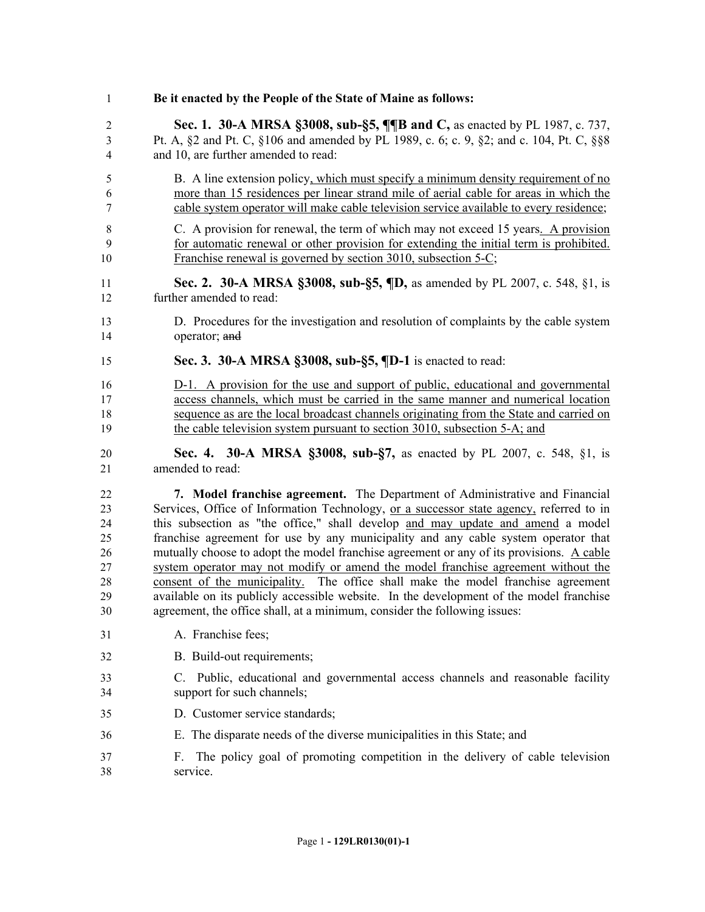**Be it enacted by the People of the State of Maine as follows:**

**Sec. 1. 30-A MRSA §3008, sub-§5, ¶¶B and C,** as enacted by PL 1987, c. 737, Pt. A, §2 and Pt. C, §106 and amended by PL 1989, c. 6; c. 9, §2; and c. 104, Pt. C, §§8 and 10, are further amended to read:

B. A line extension policy, which must specify a minimum density requirement of no more than 15 residences per linear strand mile of aerial cable for areas in which the cable system operator will make cable television service available to every residence;

C. A provision for renewal, the term of which may not exceed 15 years. A provision for automatic renewal or other provision for extending the initial term is prohibited. Franchise renewal is governed by section 3010, subsection 5-C;

**Sec. 2. 30-A MRSA §3008, sub-§5, ¶D,** as amended by PL 2007, c. 548, §1, is further amended to read:

D. Procedures for the investigation and resolution of complaints by the cable system operator; ~~and~~

**Sec. 3. 30-A MRSA §3008, sub-§5, ¶D-1** is enacted to read:

D-1. A provision for the use and support of public, educational and governmental access channels, which must be carried in the same manner and numerical location sequence as are the local broadcast channels originating from the State and carried on the cable television system pursuant to section 3010, subsection 5-A; and

**Sec. 4. 30-A MRSA §3008, sub-§7,** as enacted by PL 2007, c. 548, §1, is amended to read:

**7. Model franchise agreement.** The Department of Administrative and Financial Services, Office of Information Technology, or a successor state agency, referred to in this subsection as "the office," shall develop and may update and amend a model franchise agreement for use by any municipality and any cable system operator that mutually choose to adopt the model franchise agreement or any of its provisions. A cable system operator may not modify or amend the model franchise agreement without the consent of the municipality. The office shall make the model franchise agreement available on its publicly accessible website. In the development of the model franchise agreement, the office shall, at a minimum, consider the following issues:

A. Franchise fees;

B. Build-out requirements;

C. Public, educational and governmental access channels and reasonable facility support for such channels;

D. Customer service standards;

E. The disparate needs of the diverse municipalities in this State; and

F. The policy goal of promoting competition in the delivery of cable television service.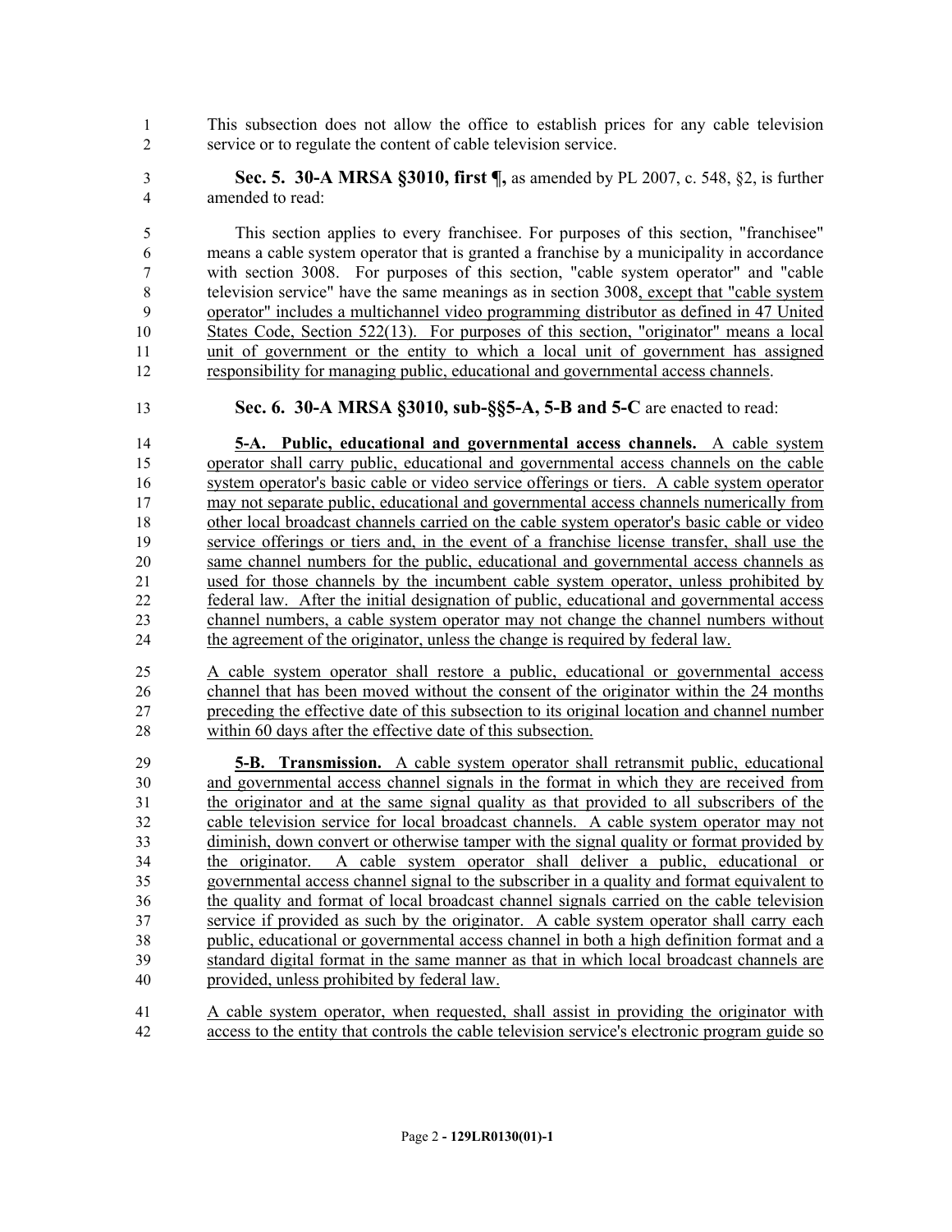This subsection does not allow the office to establish prices for any cable television service or to regulate the content of cable television service.

**Sec. 5. 30-A MRSA §3010, first ¶,** as amended by PL 2007, c. 548, §2, is further amended to read:

This section applies to every franchisee. For purposes of this section, "franchisee" means a cable system operator that is granted a franchise by a municipality in accordance with section 3008. For purposes of this section, "cable system operator" and "cable television service" have the same meanings as in section 3008, except that "cable system operator" includes a multichannel video programming distributor as defined in 47 United States Code, Section 522(13). For purposes of this section, "originator" means a local unit of government or the entity to which a local unit of government has assigned responsibility for managing public, educational and governmental access channels.

**Sec. 6. 30-A MRSA §3010, sub-§§5-A, 5-B and 5-C** are enacted to read:

**5-A. Public, educational and governmental access channels.** A cable system operator shall carry public, educational and governmental access channels on the cable system operator's basic cable or video service offerings or tiers. A cable system operator may not separate public, educational and governmental access channels numerically from other local broadcast channels carried on the cable system operator's basic cable or video service offerings or tiers and, in the event of a franchise license transfer, shall use the same channel numbers for the public, educational and governmental access channels as used for those channels by the incumbent cable system operator, unless prohibited by federal law. After the initial designation of public, educational and governmental access channel numbers, a cable system operator may not change the channel numbers without the agreement of the originator, unless the change is required by federal law.

A cable system operator shall restore a public, educational or governmental access channel that has been moved without the consent of the originator within the 24 months preceding the effective date of this subsection to its original location and channel number within 60 days after the effective date of this subsection.

**5-B. Transmission.** A cable system operator shall retransmit public, educational and governmental access channel signals in the format in which they are received from the originator and at the same signal quality as that provided to all subscribers of the cable television service for local broadcast channels. A cable system operator may not diminish, down convert or otherwise tamper with the signal quality or format provided by the originator. A cable system operator shall deliver a public, educational or governmental access channel signal to the subscriber in a quality and format equivalent to the quality and format of local broadcast channel signals carried on the cable television service if provided as such by the originator. A cable system operator shall carry each public, educational or governmental access channel in both a high definition format and a standard digital format in the same manner as that in which local broadcast channels are provided, unless prohibited by federal law.

A cable system operator, when requested, shall assist in providing the originator with access to the entity that controls the cable television service's electronic program guide so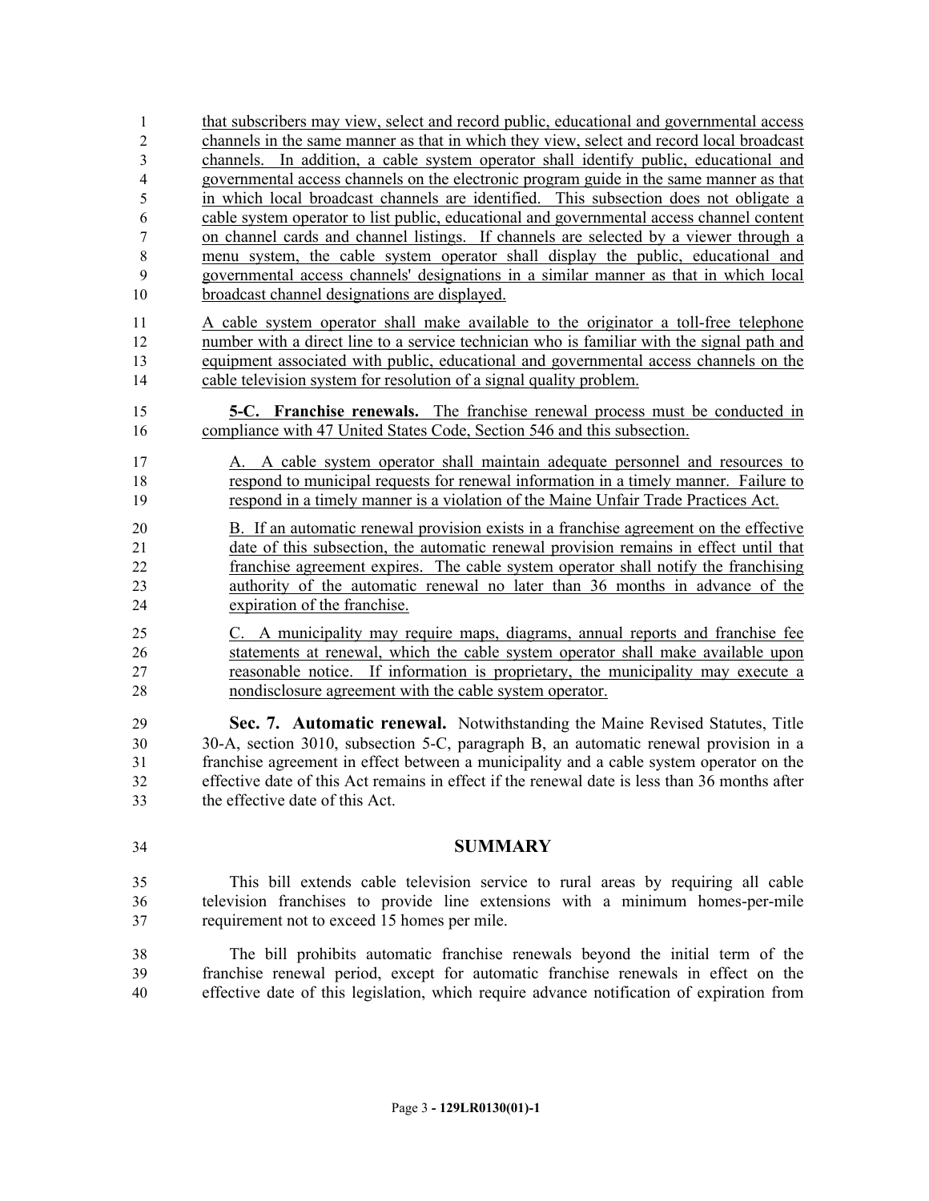that subscribers may view, select and record public, educational and governmental access channels in the same manner as that in which they view, select and record local broadcast channels. In addition, a cable system operator shall identify public, educational and governmental access channels on the electronic program guide in the same manner as that in which local broadcast channels are identified. This subsection does not obligate a cable system operator to list public, educational and governmental access channel content on channel cards and channel listings. If channels are selected by a viewer through a menu system, the cable system operator shall display the public, educational and governmental access channels' designations in a similar manner as that in which local broadcast channel designations are displayed.

A cable system operator shall make available to the originator a toll-free telephone number with a direct line to a service technician who is familiar with the signal path and equipment associated with public, educational and governmental access channels on the cable television system for resolution of a signal quality problem.

**5-C. Franchise renewals.** The franchise renewal process must be conducted in compliance with 47 United States Code, Section 546 and this subsection.

A. A cable system operator shall maintain adequate personnel and resources to respond to municipal requests for renewal information in a timely manner. Failure to respond in a timely manner is a violation of the Maine Unfair Trade Practices Act.

B. If an automatic renewal provision exists in a franchise agreement on the effective date of this subsection, the automatic renewal provision remains in effect until that franchise agreement expires. The cable system operator shall notify the franchising authority of the automatic renewal no later than 36 months in advance of the expiration of the franchise.

C. A municipality may require maps, diagrams, annual reports and franchise fee statements at renewal, which the cable system operator shall make available upon reasonable notice. If information is proprietary, the municipality may execute a nondisclosure agreement with the cable system operator.

**Sec. 7. Automatic renewal.** Notwithstanding the Maine Revised Statutes, Title 30-A, section 3010, subsection 5-C, paragraph B, an automatic renewal provision in a franchise agreement in effect between a municipality and a cable system operator on the effective date of this Act remains in effect if the renewal date is less than 36 months after the effective date of this Act.

## SUMMARY

This bill extends cable television service to rural areas by requiring all cable television franchises to provide line extensions with a minimum homes-per-mile requirement not to exceed 15 homes per mile.

The bill prohibits automatic franchise renewals beyond the initial term of the franchise renewal period, except for automatic franchise renewals in effect on the effective date of this legislation, which require advance notification of expiration from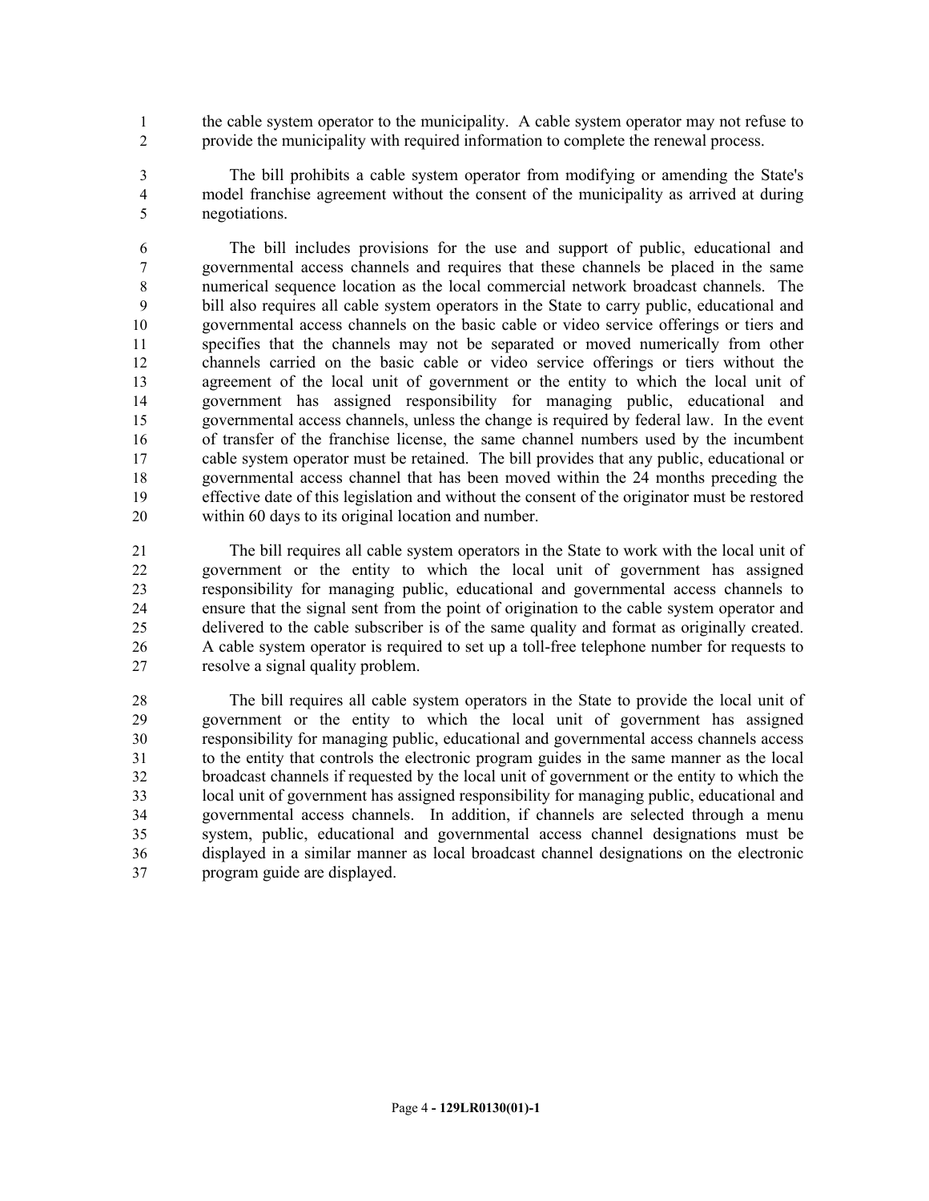the cable system operator to the municipality. A cable system operator may not refuse to provide the municipality with required information to complete the renewal process.

The bill prohibits a cable system operator from modifying or amending the State's model franchise agreement without the consent of the municipality as arrived at during negotiations.

The bill includes provisions for the use and support of public, educational and governmental access channels and requires that these channels be placed in the same numerical sequence location as the local commercial network broadcast channels. The bill also requires all cable system operators in the State to carry public, educational and governmental access channels on the basic cable or video service offerings or tiers and specifies that the channels may not be separated or moved numerically from other channels carried on the basic cable or video service offerings or tiers without the agreement of the local unit of government or the entity to which the local unit of government has assigned responsibility for managing public, educational and governmental access channels, unless the change is required by federal law. In the event of transfer of the franchise license, the same channel numbers used by the incumbent cable system operator must be retained. The bill provides that any public, educational or governmental access channel that has been moved within the 24 months preceding the effective date of this legislation and without the consent of the originator must be restored within 60 days to its original location and number.

The bill requires all cable system operators in the State to work with the local unit of government or the entity to which the local unit of government has assigned responsibility for managing public, educational and governmental access channels to ensure that the signal sent from the point of origination to the cable system operator and delivered to the cable subscriber is of the same quality and format as originally created. A cable system operator is required to set up a toll-free telephone number for requests to resolve a signal quality problem.

The bill requires all cable system operators in the State to provide the local unit of government or the entity to which the local unit of government has assigned responsibility for managing public, educational and governmental access channels access to the entity that controls the electronic program guides in the same manner as the local broadcast channels if requested by the local unit of government or the entity to which the local unit of government has assigned responsibility for managing public, educational and governmental access channels. In addition, if channels are selected through a menu system, public, educational and governmental access channel designations must be displayed in a similar manner as local broadcast channel designations on the electronic program guide are displayed.